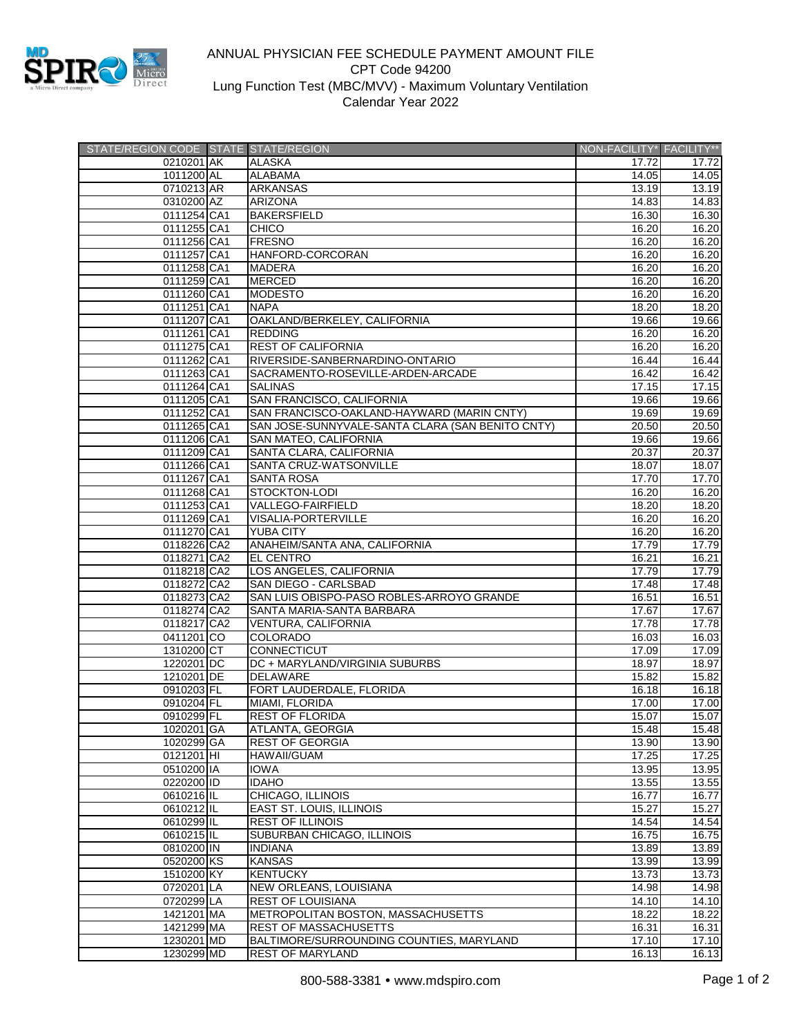# ANNUAL PHYSICIAN FEE SCHEDULE PAYMENT AMOUNT FILE

CPT Code 94200

Lung Function Test (MBC/MVV) - Maximum Voluntary Ventilation

Calendar Year 2022

| STATE/REGION CODE | STATE | STATE/REGION | NON-FACILITY* | FACILITY** |
|---|---|---|---|---|
| 0210201 | AK | ALASKA | 17.72 | 17.72 |
| 1011200 | AL | ALABAMA | 14.05 | 14.05 |
| 0710213 | AR | ARKANSAS | 13.19 | 13.19 |
| 0310200 | AZ | ARIZONA | 14.83 | 14.83 |
| 0111254 | CA1 | BAKERSFIELD | 16.30 | 16.30 |
| 0111255 | CA1 | CHICO | 16.20 | 16.20 |
| 0111256 | CA1 | FRESNO | 16.20 | 16.20 |
| 0111257 | CA1 | HANFORD-CORCORAN | 16.20 | 16.20 |
| 0111258 | CA1 | MADERA | 16.20 | 16.20 |
| 0111259 | CA1 | MERCED | 16.20 | 16.20 |
| 0111260 | CA1 | MODESTO | 16.20 | 16.20 |
| 0111251 | CA1 | NAPA | 18.20 | 18.20 |
| 0111207 | CA1 | OAKLAND/BERKELEY, CALIFORNIA | 19.66 | 19.66 |
| 0111261 | CA1 | REDDING | 16.20 | 16.20 |
| 0111275 | CA1 | REST OF CALIFORNIA | 16.20 | 16.20 |
| 0111262 | CA1 | RIVERSIDE-SANBERNARDINO-ONTARIO | 16.44 | 16.44 |
| 0111263 | CA1 | SACRAMENTO-ROSEVILLE-ARDEN-ARCADE | 16.42 | 16.42 |
| 0111264 | CA1 | SALINAS | 17.15 | 17.15 |
| 0111205 | CA1 | SAN FRANCISCO, CALIFORNIA | 19.66 | 19.66 |
| 0111252 | CA1 | SAN FRANCISCO-OAKLAND-HAYWARD (MARIN CNTY) | 19.69 | 19.69 |
| 0111265 | CA1 | SAN JOSE-SUNNYVALE-SANTA CLARA (SAN BENITO CNTY) | 20.50 | 20.50 |
| 0111206 | CA1 | SAN MATEO, CALIFORNIA | 19.66 | 19.66 |
| 0111209 | CA1 | SANTA CLARA, CALIFORNIA | 20.37 | 20.37 |
| 0111266 | CA1 | SANTA CRUZ-WATSONVILLE | 18.07 | 18.07 |
| 0111267 | CA1 | SANTA ROSA | 17.70 | 17.70 |
| 0111268 | CA1 | STOCKTON-LODI | 16.20 | 16.20 |
| 0111253 | CA1 | VALLEGO-FAIRFIELD | 18.20 | 18.20 |
| 0111269 | CA1 | VISALIA-PORTERVILLE | 16.20 | 16.20 |
| 0111270 | CA1 | YUBA CITY | 16.20 | 16.20 |
| 0118226 | CA2 | ANAHEIM/SANTA ANA, CALIFORNIA | 17.79 | 17.79 |
| 0118271 | CA2 | EL CENTRO | 16.21 | 16.21 |
| 0118218 | CA2 | LOS ANGELES, CALIFORNIA | 17.79 | 17.79 |
| 0118272 | CA2 | SAN DIEGO - CARLSBAD | 17.48 | 17.48 |
| 0118273 | CA2 | SAN LUIS OBISPO-PASO ROBLES-ARROYO GRANDE | 16.51 | 16.51 |
| 0118274 | CA2 | SANTA MARIA-SANTA BARBARA | 17.67 | 17.67 |
| 0118217 | CA2 | VENTURA, CALIFORNIA | 17.78 | 17.78 |
| 0411201 | CO | COLORADO | 16.03 | 16.03 |
| 1310200 | CT | CONNECTICUT | 17.09 | 17.09 |
| 1220201 | DC | DC + MARYLAND/VIRGINIA SUBURBS | 18.97 | 18.97 |
| 1210201 | DE | DELAWARE | 15.82 | 15.82 |
| 0910203 | FL | FORT LAUDERDALE, FLORIDA | 16.18 | 16.18 |
| 0910204 | FL | MIAMI, FLORIDA | 17.00 | 17.00 |
| 0910299 | FL | REST OF FLORIDA | 15.07 | 15.07 |
| 1020201 | GA | ATLANTA, GEORGIA | 15.48 | 15.48 |
| 1020299 | GA | REST OF GEORGIA | 13.90 | 13.90 |
| 0121201 | HI | HAWAII/GUAM | 17.25 | 17.25 |
| 0510200 | IA | IOWA | 13.95 | 13.95 |
| 0220200 | ID | IDAHO | 13.55 | 13.55 |
| 0610216 | IL | CHICAGO, ILLINOIS | 16.77 | 16.77 |
| 0610212 | IL | EAST ST. LOUIS, ILLINOIS | 15.27 | 15.27 |
| 0610299 | IL | REST OF ILLINOIS | 14.54 | 14.54 |
| 0610215 | IL | SUBURBAN CHICAGO, ILLINOIS | 16.75 | 16.75 |
| 0810200 | IN | INDIANA | 13.89 | 13.89 |
| 0520200 | KS | KANSAS | 13.99 | 13.99 |
| 1510200 | KY | KENTUCKY | 13.73 | 13.73 |
| 0720201 | LA | NEW ORLEANS, LOUISIANA | 14.98 | 14.98 |
| 0720299 | LA | REST OF LOUISIANA | 14.10 | 14.10 |
| 1421201 | MA | METROPOLITAN BOSTON, MASSACHUSETTS | 18.22 | 18.22 |
| 1421299 | MA | REST OF MASSACHUSETTS | 16.31 | 16.31 |
| 1230201 | MD | BALTIMORE/SURROUNDING COUNTIES, MARYLAND | 17.10 | 17.10 |
| 1230299 | MD | REST OF MARYLAND | 16.13 | 16.13 |

800-588-3381 • www.mdspiro.com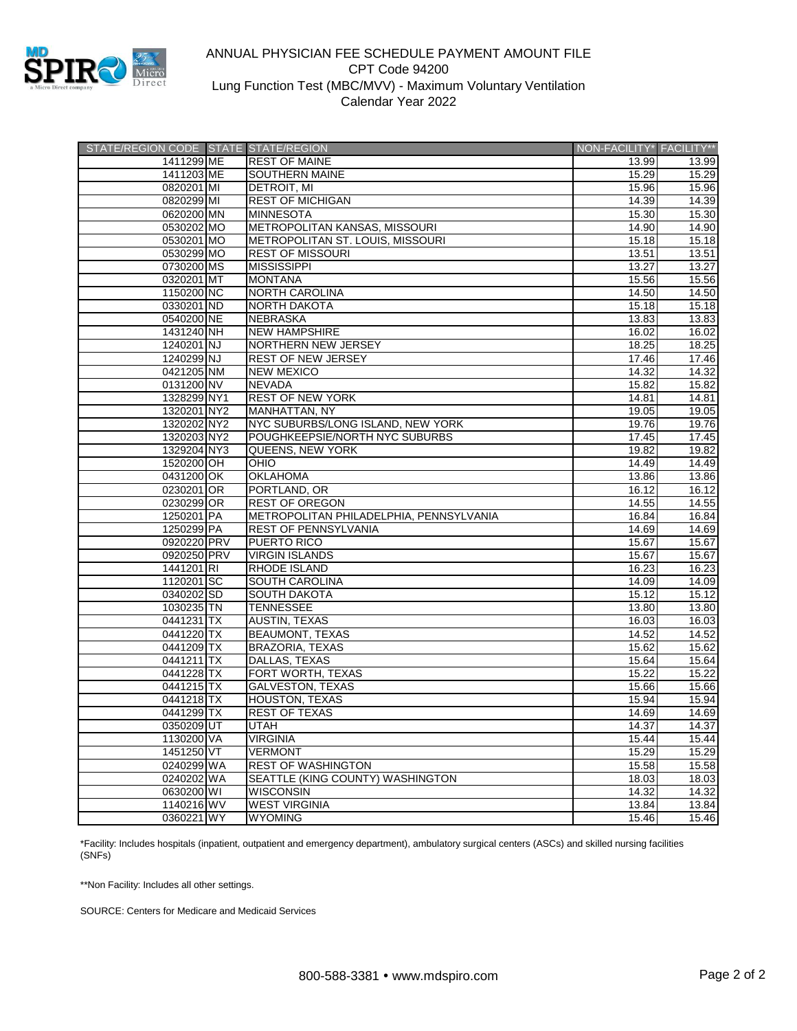# ANNUAL PHYSICIAN FEE SCHEDULE PAYMENT AMOUNT FILE

CPT Code 94200

Lung Function Test (MBC/MVV) - Maximum Voluntary Ventilation

Calendar Year 2022

| STATE/REGION CODE | STATE | STATE/REGION | NON-FACILITY* | FACILITY** |
|---|---|---|---|---|
| 1411299 | ME | REST OF MAINE | 13.99 | 13.99 |
| 1411203 | ME | SOUTHERN MAINE | 15.29 | 15.29 |
| 0820201 | MI | DETROIT, MI | 15.96 | 15.96 |
| 0820299 | MI | REST OF MICHIGAN | 14.39 | 14.39 |
| 0620200 | MN | MINNESOTA | 15.30 | 15.30 |
| 0530202 | MO | METROPOLITAN KANSAS, MISSOURI | 14.90 | 14.90 |
| 0530201 | MO | METROPOLITAN ST. LOUIS, MISSOURI | 15.18 | 15.18 |
| 0530299 | MO | REST OF MISSOURI | 13.51 | 13.51 |
| 0730200 | MS | MISSISSIPPI | 13.27 | 13.27 |
| 0320201 | MT | MONTANA | 15.56 | 15.56 |
| 1150200 | NC | NORTH CAROLINA | 14.50 | 14.50 |
| 0330201 | ND | NORTH DAKOTA | 15.18 | 15.18 |
| 0540200 | NE | NEBRASKA | 13.83 | 13.83 |
| 1431240 | NH | NEW HAMPSHIRE | 16.02 | 16.02 |
| 1240201 | NJ | NORTHERN NEW JERSEY | 18.25 | 18.25 |
| 1240299 | NJ | REST OF NEW JERSEY | 17.46 | 17.46 |
| 0421205 | NM | NEW MEXICO | 14.32 | 14.32 |
| 0131200 | NV | NEVADA | 15.82 | 15.82 |
| 1328299 | NY1 | REST OF NEW YORK | 14.81 | 14.81 |
| 1320201 | NY2 | MANHATTAN, NY | 19.05 | 19.05 |
| 1320202 | NY2 | NYC SUBURBS/LONG ISLAND, NEW YORK | 19.76 | 19.76 |
| 1320203 | NY2 | POUGHKEEPSIE/NORTH NYC SUBURBS | 17.45 | 17.45 |
| 1329204 | NY3 | QUEENS, NEW YORK | 19.82 | 19.82 |
| 1520200 | OH | OHIO | 14.49 | 14.49 |
| 0431200 | OK | OKLAHOMA | 13.86 | 13.86 |
| 0230201 | OR | PORTLAND, OR | 16.12 | 16.12 |
| 0230299 | OR | REST OF OREGON | 14.55 | 14.55 |
| 1250201 | PA | METROPOLITAN PHILADELPHIA, PENNSYLVANIA | 16.84 | 16.84 |
| 1250299 | PA | REST OF PENNSYLVANIA | 14.69 | 14.69 |
| 0920220 | PRV | PUERTO RICO | 15.67 | 15.67 |
| 0920250 | PRV | VIRGIN ISLANDS | 15.67 | 15.67 |
| 1441201 | RI | RHODE ISLAND | 16.23 | 16.23 |
| 1120201 | SC | SOUTH CAROLINA | 14.09 | 14.09 |
| 0340202 | SD | SOUTH DAKOTA | 15.12 | 15.12 |
| 1030235 | TN | TENNESSEE | 13.80 | 13.80 |
| 0441231 | TX | AUSTIN, TEXAS | 16.03 | 16.03 |
| 0441220 | TX | BEAUMONT, TEXAS | 14.52 | 14.52 |
| 0441209 | TX | BRAZORIA, TEXAS | 15.62 | 15.62 |
| 0441211 | TX | DALLAS, TEXAS | 15.64 | 15.64 |
| 0441228 | TX | FORT WORTH, TEXAS | 15.22 | 15.22 |
| 0441215 | TX | GALVESTON, TEXAS | 15.66 | 15.66 |
| 0441218 | TX | HOUSTON, TEXAS | 15.94 | 15.94 |
| 0441299 | TX | REST OF TEXAS | 14.69 | 14.69 |
| 0350209 | UT | UTAH | 14.37 | 14.37 |
| 1130200 | VA | VIRGINIA | 15.44 | 15.44 |
| 1451250 | VT | VERMONT | 15.29 | 15.29 |
| 0240299 | WA | REST OF WASHINGTON | 15.58 | 15.58 |
| 0240202 | WA | SEATTLE (KING COUNTY) WASHINGTON | 18.03 | 18.03 |
| 0630200 | WI | WISCONSIN | 14.32 | 14.32 |
| 1140216 | WV | WEST VIRGINIA | 13.84 | 13.84 |
| 0360221 | WY | WYOMING | 15.46 | 15.46 |

*Facility: Includes hospitals (inpatient, outpatient and emergency department), ambulatory surgical centers (ASCs) and skilled nursing facilities (SNFs)

**Non Facility: Includes all other settings.

SOURCE: Centers for Medicare and Medicaid Services

800-588-3381 • www.mdspiro.com